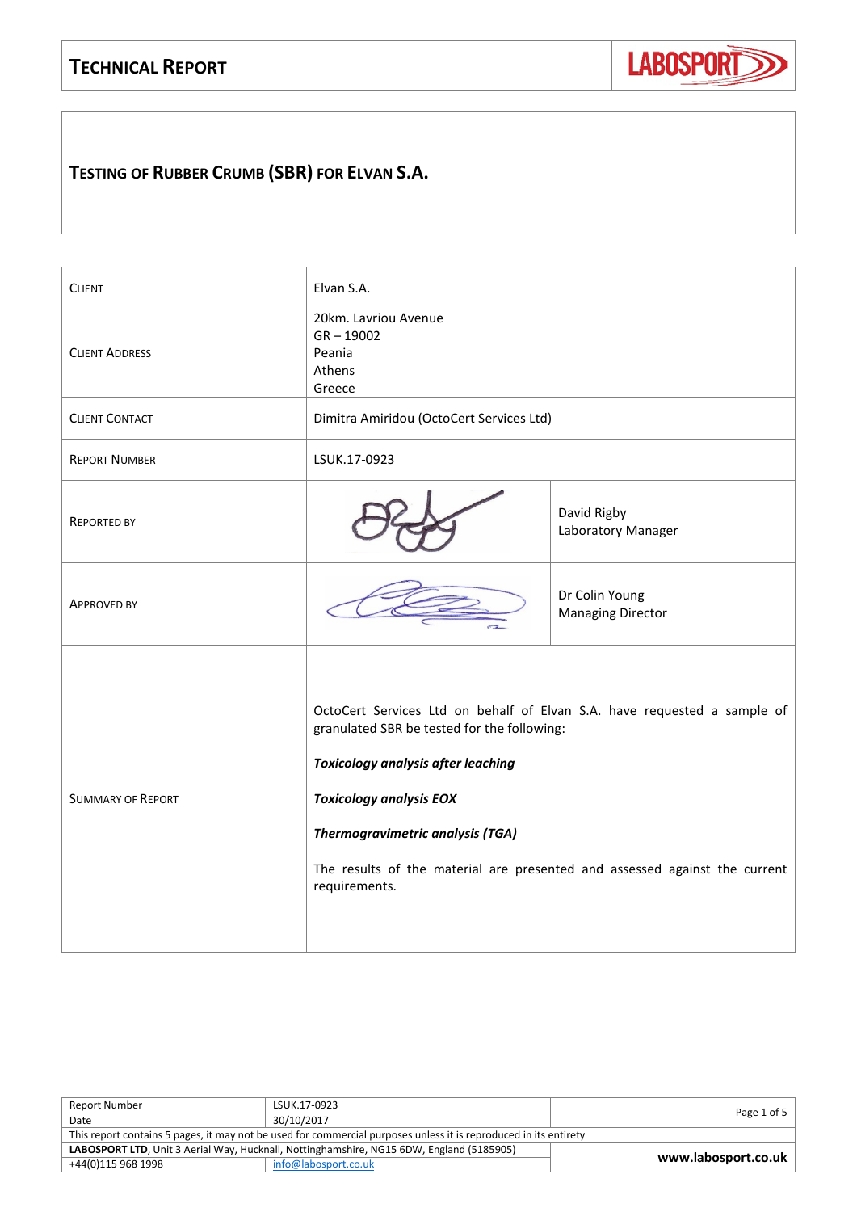# TECHNICAL REPORT

LABOSPORT

## TESTING OF RUBBER CRUMB (SBR) FOR ELVAN S.A.

| | | |
|---|---|---|
| CLIENT | Elvan S.A. | |
| CLIENT ADDRESS | 20km. Lavriou Avenue<br>GR – 19002<br>Peania<br>Athens<br>Greece | |
| CLIENT CONTACT | Dimitra Amiridou (OctoCert Services Ltd) | |
| REPORT NUMBER | LSUK.17-0923 | |
| REPORTED BY | | David Rigby<br>Laboratory Manager |
| APPROVED BY | | Dr Colin Young<br>Managing Director |
| SUMMARY OF REPORT | OctoCert Services Ltd on behalf of Elvan S.A. have requested a sample of granulated SBR be tested for the following:<br><br>***Toxicology analysis after leaching***<br><br>***Toxicology analysis EOX***<br><br>***Thermogravimetric analysis (TGA)***<br><br>The results of the material are presented and assessed against the current requirements. | |

| Report Number | LSUK.17-0923 |
|---|---|
| Date | 30/10/2017 |

This report contains 5 pages, it may not be used for commercial purposes unless it is reproduced in its entirety

**LABOSPORT LTD**, Unit 3 Aerial Way, Hucknall, Nottinghamshire, NG15 6DW, England (5185905)

+44(0)115 968 1998 | info@labosport.co.uk | www.labosport.co.uk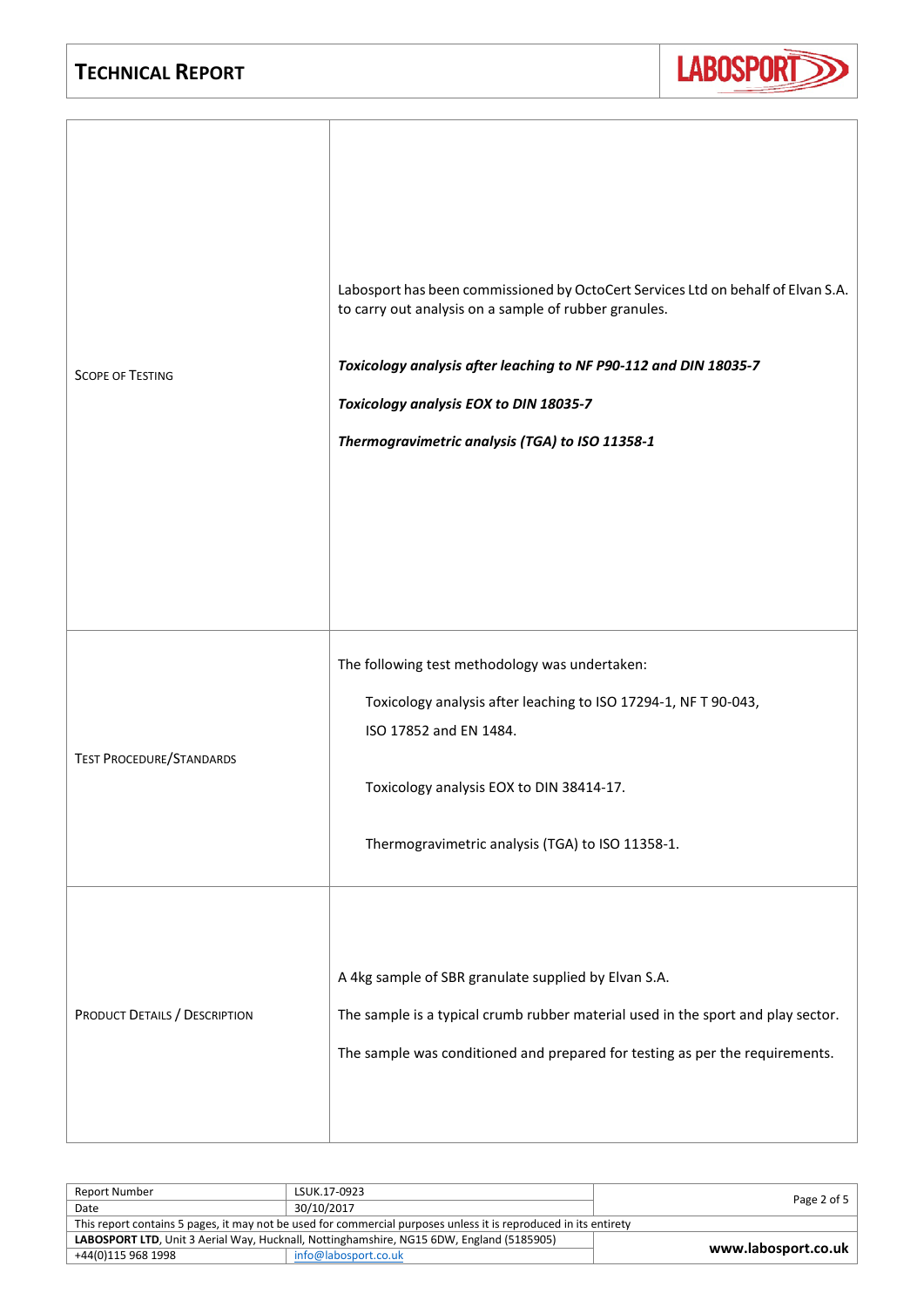# Technical Report

| | |
|---|---|
| Scope of Testing | Labosport has been commissioned by OctoCert Services Ltd on behalf of Elvan S.A. to carry out analysis on a sample of rubber granules.<br><br>***Toxicology analysis after leaching to NF P90-112 and DIN 18035-7***<br><br>***Toxicology analysis EOX to DIN 18035-7***<br><br>***Thermogravimetric analysis (TGA) to ISO 11358-1*** |
| Test Procedure/Standards | The following test methodology was undertaken:<br><br>Toxicology analysis after leaching to ISO 17294-1, NF T 90-043, ISO 17852 and EN 1484.<br><br>Toxicology analysis EOX to DIN 38414-17.<br><br>Thermogravimetric analysis (TGA) to ISO 11358-1. |
| Product Details / Description | A 4kg sample of SBR granulate supplied by Elvan S.A.<br><br>The sample is a typical crumb rubber material used in the sport and play sector.<br><br>The sample was conditioned and prepared for testing as per the requirements. |

| | | |
|---|---|---|
| Report Number | LSUK.17-0923 | |
| Date | 30/10/2017 | |

This report contains 5 pages, it may not be used for commercial purposes unless it is reproduced in its entirety

**LABOSPORT LTD**, Unit 3 Aerial Way, Hucknall, Nottinghamshire, NG15 6DW, England (5185905)

+44(0)115 968 1998 | info@labosport.co.uk | **www.labosport.co.uk**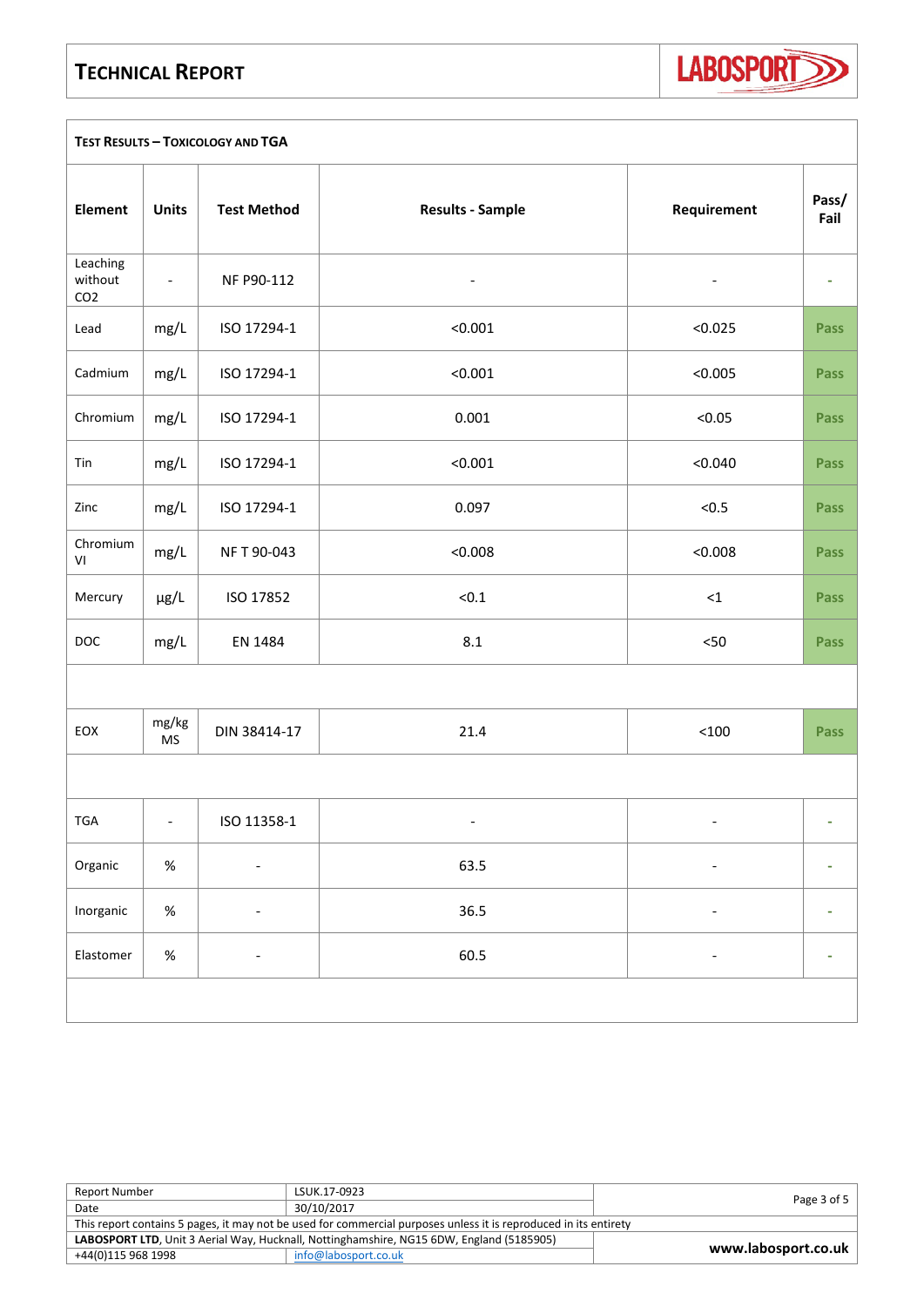# Technical Report

## Test Results – Toxicology and TGA

| Element | Units | Test Method | Results - Sample | Requirement | Pass/ Fail |
|---|---|---|---|---|---|
| Leaching without $CO_2$ | - | NF P90-112 | - | - | - |
| Lead | mg/L | ISO 17294-1 | <0.001 | <0.025 | Pass |
| Cadmium | mg/L | ISO 17294-1 | <0.001 | <0.005 | Pass |
| Chromium | mg/L | ISO 17294-1 | 0.001 | <0.05 | Pass |
| Tin | mg/L | ISO 17294-1 | <0.001 | <0.040 | Pass |
| Zinc | mg/L | ISO 17294-1 | 0.097 | <0.5 | Pass |
| Chromium VI | mg/L | NF T 90-043 | <0.008 | <0.008 | Pass |
| Mercury | µg/L | ISO 17852 | <0.1 | <1 | Pass |
| DOC | mg/L | EN 1484 | 8.1 | <50 | Pass |
| | | | | | |
| EOX | mg/kg MS | DIN 38414-17 | 21.4 | <100 | Pass |
| | | | | | |
| TGA | - | ISO 11358-1 | - | - | - |
| Organic | % | - | 63.5 | - | - |
| Inorganic | % | - | 36.5 | - | - |
| Elastomer | % | - | 60.5 | - | - |

| Report Number | LSUK.17-0923 |
|---|---|
| Date | 30/10/2017 |

This report contains 5 pages, it may not be used for commercial purposes unless it is reproduced in its entirety

**LABOSPORT LTD**, Unit 3 Aerial Way, Hucknall, Nottinghamshire, NG15 6DW, England (5185905)

+44(0)115 968 1998 | info@labosport.co.uk | www.labosport.co.uk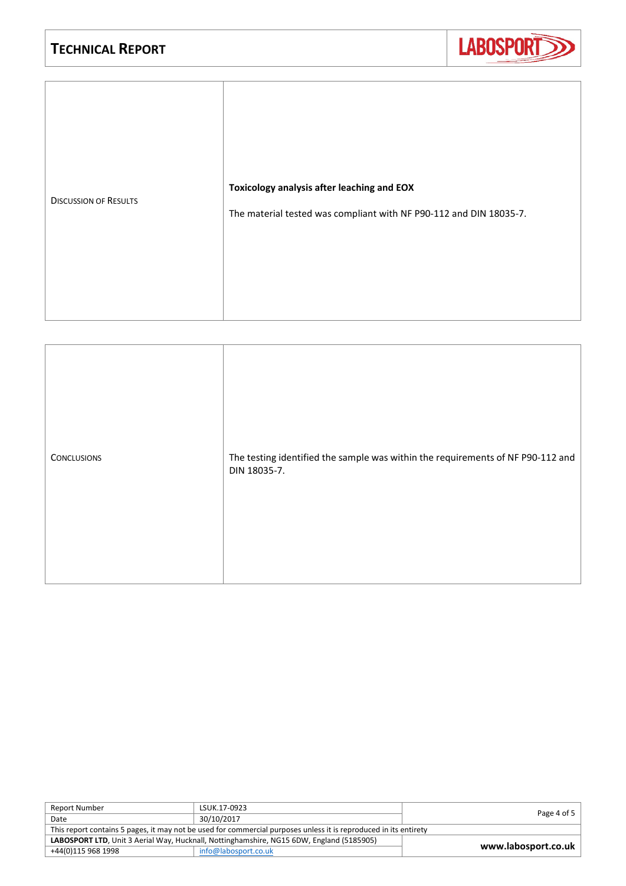| Discussion of Results | **Toxicology analysis after leaching and EOX**<br><br>The material tested was compliant with NF P90-112 and DIN 18035-7. |
|---|---|

| Conclusions | The testing identified the sample was within the requirements of NF P90-112 and DIN 18035-7. |
|---|---|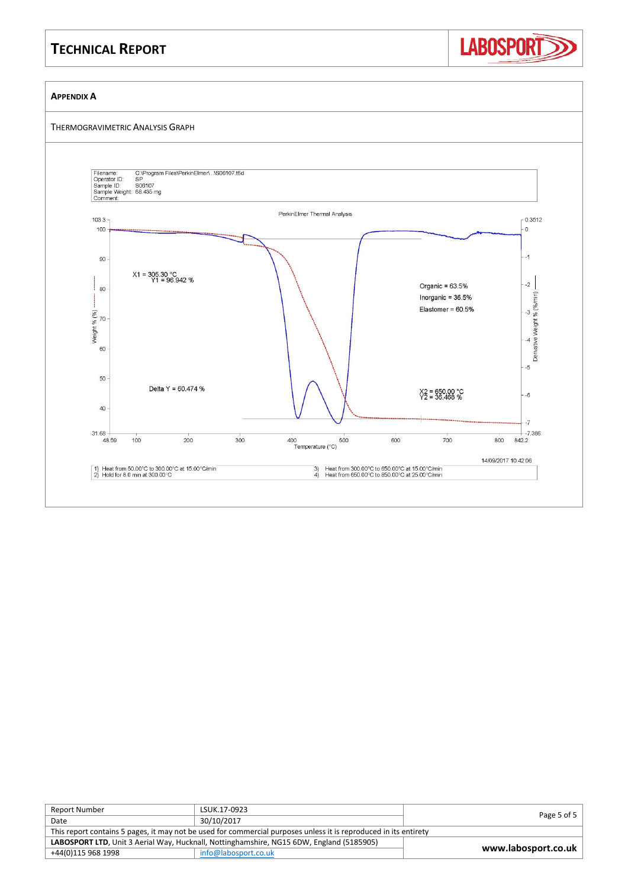# TECHNICAL REPORT

## APPENDIX A

### THERMOGRAVIMETRIC ANALYSIS GRAPH

Filename: C:\Program Files\PerkinElmer\..\S06107.t5d
Operator ID: SP
Sample ID: S06107
Sample Weight: 68.435 mg
Comment:

PerkinElmer Thermal Analysis

103.3
100
90
80
70
60
50
40
31.68

Weight % (%)

0.3512
0
-1
-2
-3
-4
-5
-6
-7
-7.386

Derivative Weight % (%/min)

X1 = 305.30 °C
Y1 = 96.942 %

Organic = 63.5%
Inorganic = 36.5%
Elastomer = 60.5%

Delta Y = 60.474 %

X2 = 650.00 °C
Y2 = 36.468 %

48.59 100 200 300 400 500 600 700 800 842.2

Temperature (°C)

14/09/2017 10:42:06

1) Heat from 50.00°C to 300.00°C at 15.00°C/min
2) Hold for 8.0 min at 300.00°C
3) Heat from 300.00°C to 650.00°C at 15.00°C/min
4) Heat from 650.00°C to 850.00°C at 25.00°C/min

| | |
|---|---|
| Report Number | LSUK.17-0923 |
| Date | 30/10/2017 |

This report contains 5 pages, it may not be used for commercial purposes unless it is reproduced in its entirety

**LABOSPORT LTD**, Unit 3 Aerial Way, Hucknall, Nottinghamshire, NG15 6DW, England (5185905)

+44(0)115 968 1998 | info@labosport.co.uk | **www.labosport.co.uk**